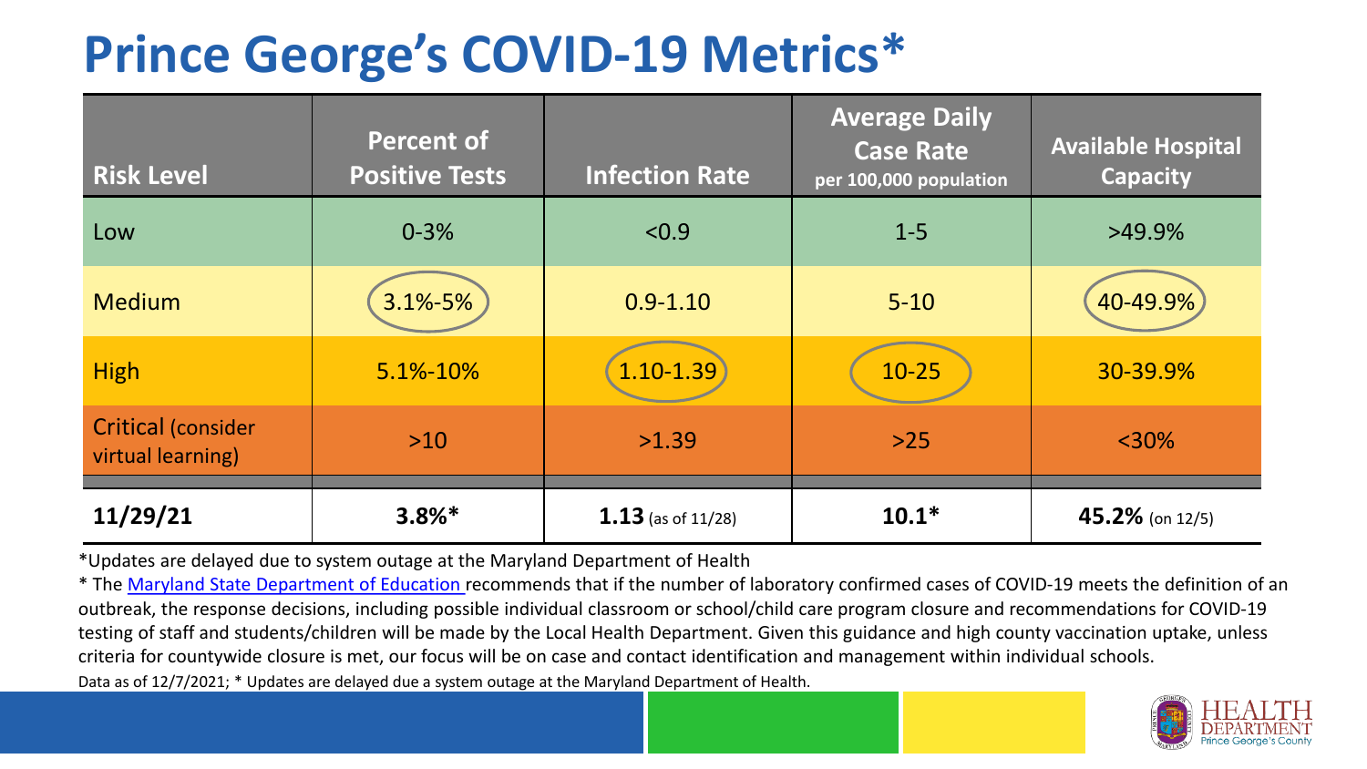# Prince George's COVID-19 Metrics*

| Risk Level | Percent of Positive Tests | Infection Rate | Average Daily Case Rate per 100,000 population | Available Hospital Capacity |
|---|---|---|---|---|
| Low | 0-3% | <0.9 | 1-5 | >49.9% |
| Medium | 3.1%-5% | 0.9-1.10 | 5-10 | 40-49.9% |
| High | 5.1%-10% | 1.10-1.39 | 10-25 | 30-39.9% |
| Critical (consider virtual learning) | >10 | >1.39 | >25 | <30% |
| **11/29/21** | **3.8%*** | **1.13** (as of 11/28) | **10.1*** | **45.2%** (on 12/5) |

*Updates are delayed due to system outage at the Maryland Department of Health

* The Maryland State Department of Education recommends that if the number of laboratory confirmed cases of COVID-19 meets the definition of an outbreak, the response decisions, including possible individual classroom or school/child care program closure and recommendations for COVID-19 testing of staff and students/children will be made by the Local Health Department. Given this guidance and high county vaccination uptake, unless criteria for countywide closure is met, our focus will be on case and contact identification and management within individual schools.

Data as of 12/7/2021; * Updates are delayed due a system outage at the Maryland Department of Health.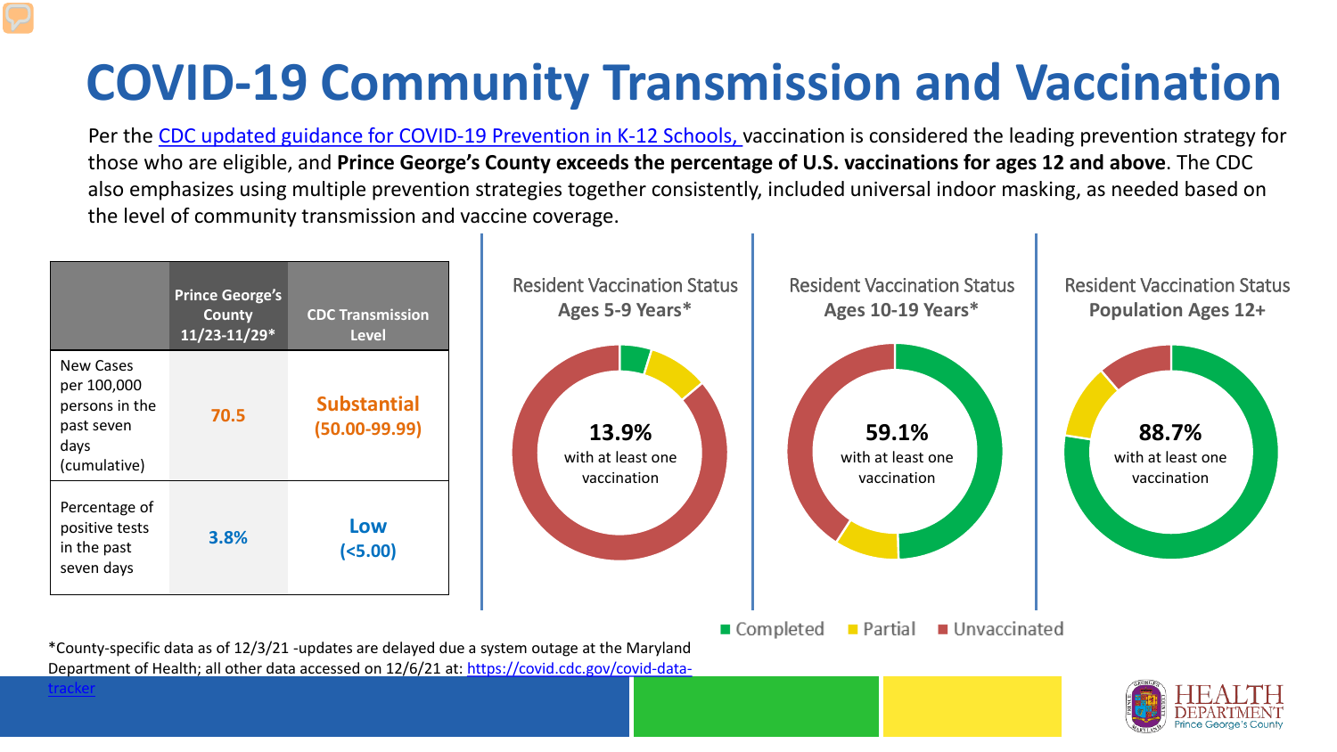# COVID-19 Community Transmission and Vaccination

Per the CDC updated guidance for COVID-19 Prevention in K-12 Schools, vaccination is considered the leading prevention strategy for those who are eligible, and **Prince George's County exceeds the percentage of U.S. vaccinations for ages 12 and above**. The CDC also emphasizes using multiple prevention strategies together consistently, included universal indoor masking, as needed based on the level of community transmission and vaccine coverage.

| | Prince George's County 11/23-11/29* | CDC Transmission Level |
|---|---|---|
| New Cases per 100,000 persons in the past seven days (cumulative) | 70.5 | Substantial (50.00-99.99) |
| Percentage of positive tests in the past seven days | 3.8% | Low (<5.00) |

Resident Vaccination Status Ages 5-9 Years*

**13.9%** with at least one vaccination

Resident Vaccination Status Ages 10-19 Years*

**59.1%** with at least one vaccination

Resident Vaccination Status **Population Ages 12+**

**88.7%** with at least one vaccination

Completed | Partial | Unvaccinated

*County-specific data as of 12/3/21 -updates are delayed due a system outage at the Maryland Department of Health; all other data accessed on 12/6/21 at: https://covid.cdc.gov/covid-data-tracker

HEALTH DEPARTMENT Prince George's County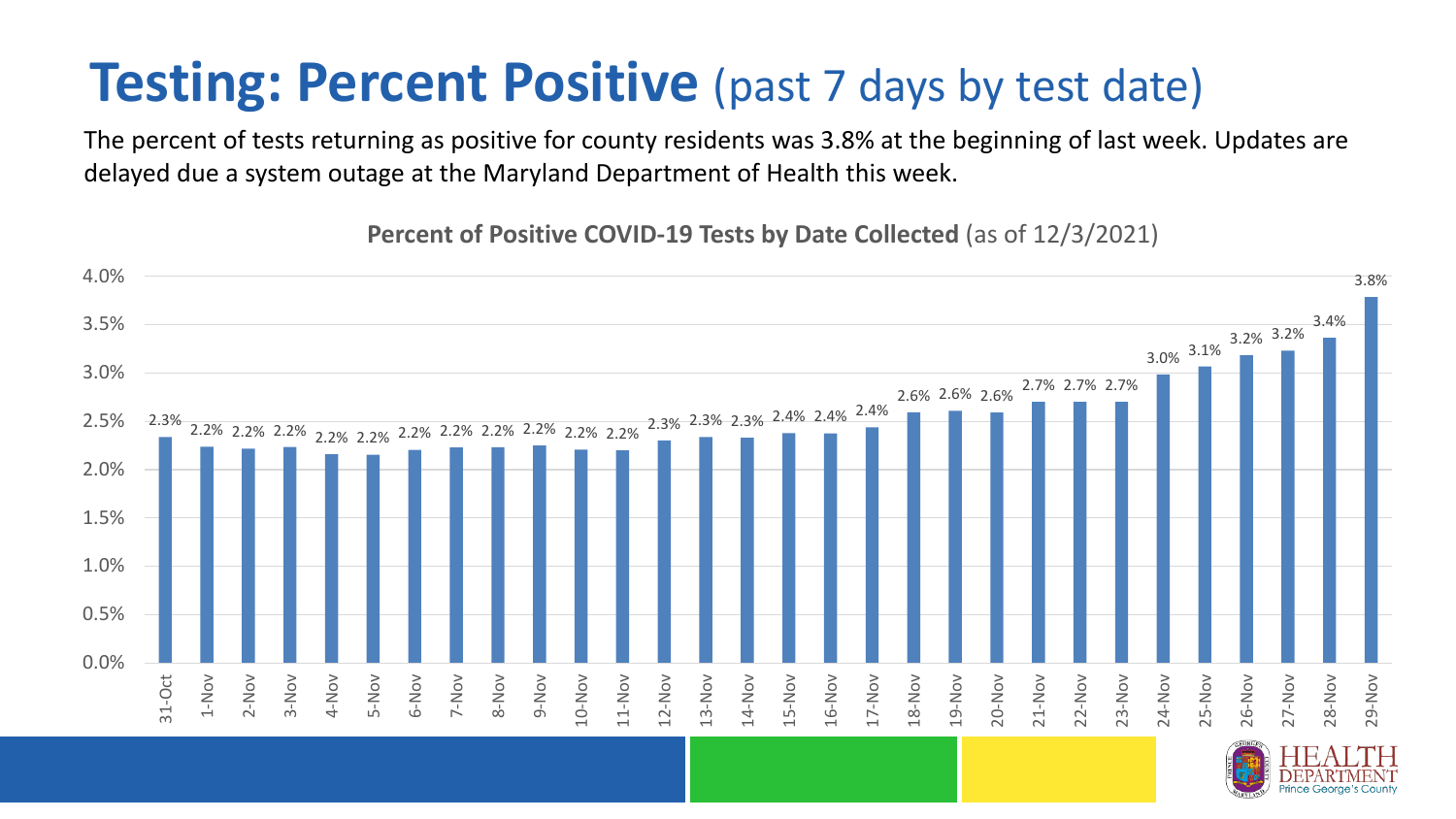# **Testing: Percent Positive** (past 7 days by test date)

The percent of tests returning as positive for county residents was 3.8% at the beginning of last week. Updates are delayed due a system outage at the Maryland Department of Health this week.

**Percent of Positive COVID-19 Tests by Date Collected** (as of 12/3/2021)

| Date | Percent Positive |
|---|---|
| 31-Oct | 2.3% |
| 1-Nov | 2.2% |
| 2-Nov | 2.2% |
| 3-Nov | 2.2% |
| 4-Nov | 2.2% |
| 5-Nov | 2.2% |
| 6-Nov | 2.2% |
| 7-Nov | 2.2% |
| 8-Nov | 2.2% |
| 9-Nov | 2.2% |
| 10-Nov | 2.2% |
| 11-Nov | 2.2% |
| 12-Nov | 2.3% |
| 13-Nov | 2.3% |
| 14-Nov | 2.3% |
| 15-Nov | 2.4% |
| 16-Nov | 2.4% |
| 17-Nov | 2.4% |
| 18-Nov | 2.6% |
| 19-Nov | 2.6% |
| 20-Nov | 2.6% |
| 21-Nov | 2.7% |
| 22-Nov | 2.7% |
| 23-Nov | 2.7% |
| 24-Nov | 3.0% |
| 25-Nov | 3.1% |
| 26-Nov | 3.2% |
| 27-Nov | 3.2% |
| 28-Nov | 3.4% |
| 29-Nov | 3.8% |

HEALTH DEPARTMENT Prince George's County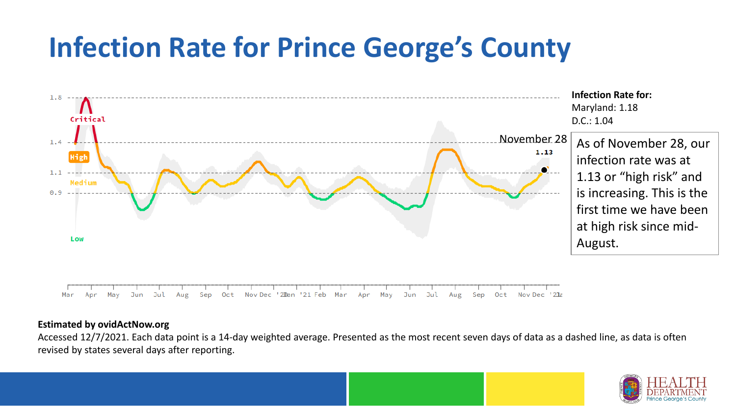# Infection Rate for Prince George's County

**Infection Rate for:**
Maryland: 1.18
D.C.: 1.04

November 28

As of November 28, our infection rate was at 1.13 or "high risk" and is increasing. This is the first time we have been at high risk since mid-August.

**Estimated by ovidActNow.org**

Accessed 12/7/2021. Each data point is a 14-day weighted average. Presented as the most recent seven days of data as a dashed line, as data is often revised by states several days after reporting.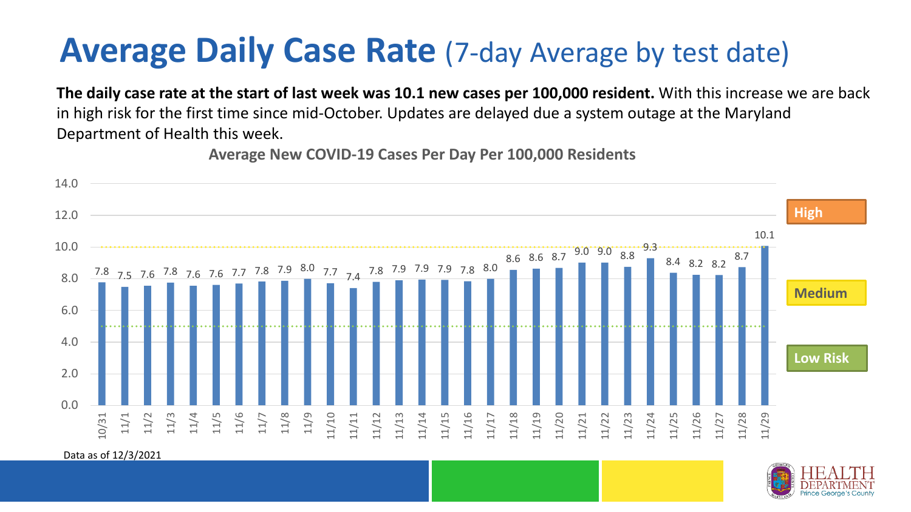# Average Daily Case Rate (7-day Average by test date)

**The daily case rate at the start of last week was 10.1 new cases per 100,000 resident.** With this increase we are back in high risk for the first time since mid-October. Updates are delayed due a system outage at the Maryland Department of Health this week.

**Average New COVID-19 Cases Per Day Per 100,000 Residents**

| Date | Cases per 100,000 |
|---|---|
| 10/31 | 7.8 |
| 11/1 | 7.5 |
| 11/2 | 7.6 |
| 11/3 | 7.8 |
| 11/4 | 7.6 |
| 11/5 | 7.6 |
| 11/6 | 7.7 |
| 11/7 | 7.8 |
| 11/8 | 7.9 |
| 11/9 | 8.0 |
| 11/10 | 7.7 |
| 11/11 | 7.4 |
| 11/12 | 7.8 |
| 11/13 | 7.9 |
| 11/14 | 7.9 |
| 11/15 | 7.9 |
| 11/16 | 7.8 |
| 11/17 | 8.0 |
| 11/18 | 8.6 |
| 11/19 | 8.6 |
| 11/20 | 8.7 |
| 11/21 | 9.0 |
| 11/22 | 9.0 |
| 11/23 | 8.8 |
| 11/24 | 9.3 |
| 11/25 | 8.4 |
| 11/26 | 8.2 |
| 11/27 | 8.2 |
| 11/28 | 8.7 |
| 11/29 | 10.1 |

High

Medium

Low Risk

Data as of 12/3/2021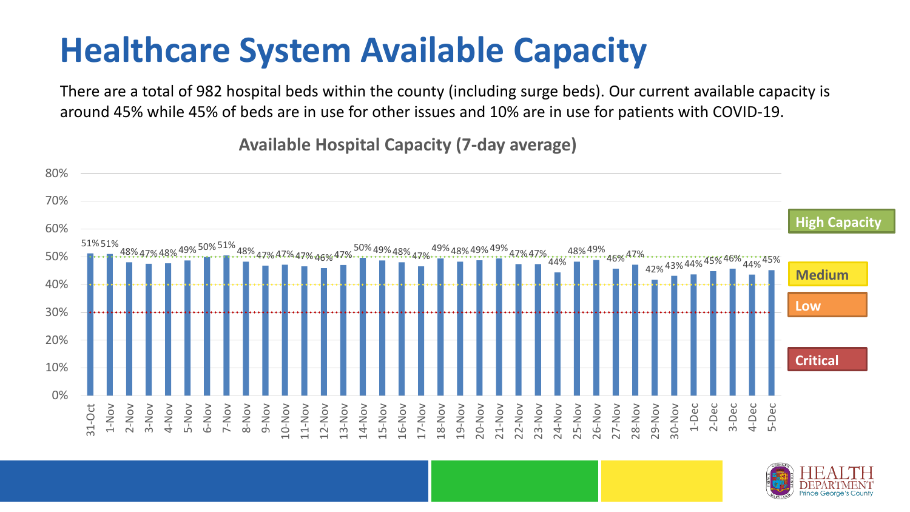# Healthcare System Available Capacity

There are a total of 982 hospital beds within the county (including surge beds). Our current available capacity is around 45% while 45% of beds are in use for other issues and 10% are in use for patients with COVID-19.

**Available Hospital Capacity (7-day average)**

80%
70%
60%
50%
40%
30%
20%
10%
0%

51% 51% 48% 47% 48% 49% 50% 51% 48% 47% 47% 47% 46% 47% 50% 49% 48% 47% 49% 48% 49% 49% 47% 47% 44% 48% 49% 46% 47% 42% 43% 44% 45% 46% 44% 45%

31-Oct 1-Nov 2-Nov 3-Nov 4-Nov 5-Nov 6-Nov 7-Nov 8-Nov 9-Nov 10-Nov 11-Nov 12-Nov 13-Nov 14-Nov 15-Nov 16-Nov 17-Nov 18-Nov 19-Nov 20-Nov 21-Nov 22-Nov 23-Nov 24-Nov 25-Nov 26-Nov 27-Nov 28-Nov 29-Nov 30-Nov 1-Dec 2-Dec 3-Dec 4-Dec 5-Dec

High Capacity

Medium

Low

Critical